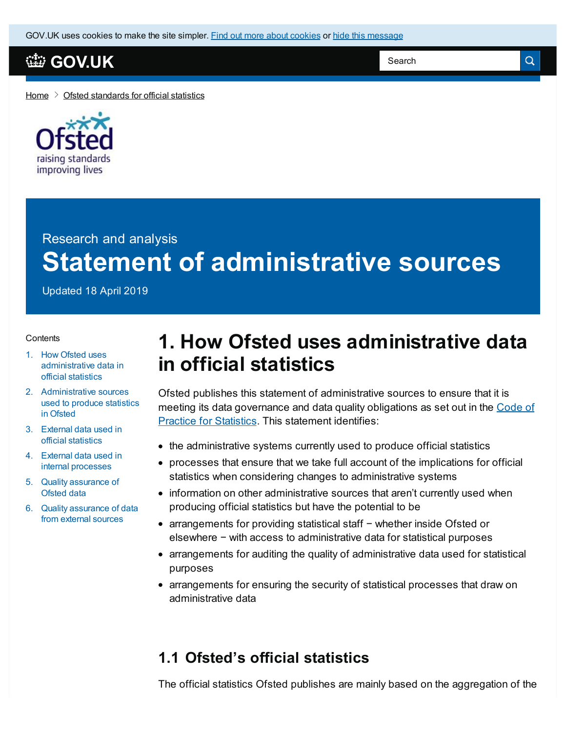GOV.UK uses cookies to make the site simpler. Find out more about cookies or hide this message

GOV.UK

Search

Home > Ofsted standards for official statistics

Ofsted
raising standards
improving lives

Research and analysis

# Statement of administrative sources

Updated 18 April 2019

Contents

1. How Ofsted uses administrative data in official statistics
2. Administrative sources used to produce statistics in Ofsted
3. External data used in official statistics
4. External data used in internal processes
5. Quality assurance of Ofsted data
6. Quality assurance of data from external sources

## 1. How Ofsted uses administrative data in official statistics

Ofsted publishes this statement of administrative sources to ensure that it is meeting its data governance and data quality obligations as set out in the Code of Practice for Statistics. This statement identifies:

- the administrative systems currently used to produce official statistics
- processes that ensure that we take full account of the implications for official statistics when considering changes to administrative systems
- information on other administrative sources that aren't currently used when producing official statistics but have the potential to be
- arrangements for providing statistical staff − whether inside Ofsted or elsewhere − with access to administrative data for statistical purposes
- arrangements for auditing the quality of administrative data used for statistical purposes
- arrangements for ensuring the security of statistical processes that draw on administrative data

### 1.1 Ofsted's official statistics

The official statistics Ofsted publishes are mainly based on the aggregation of the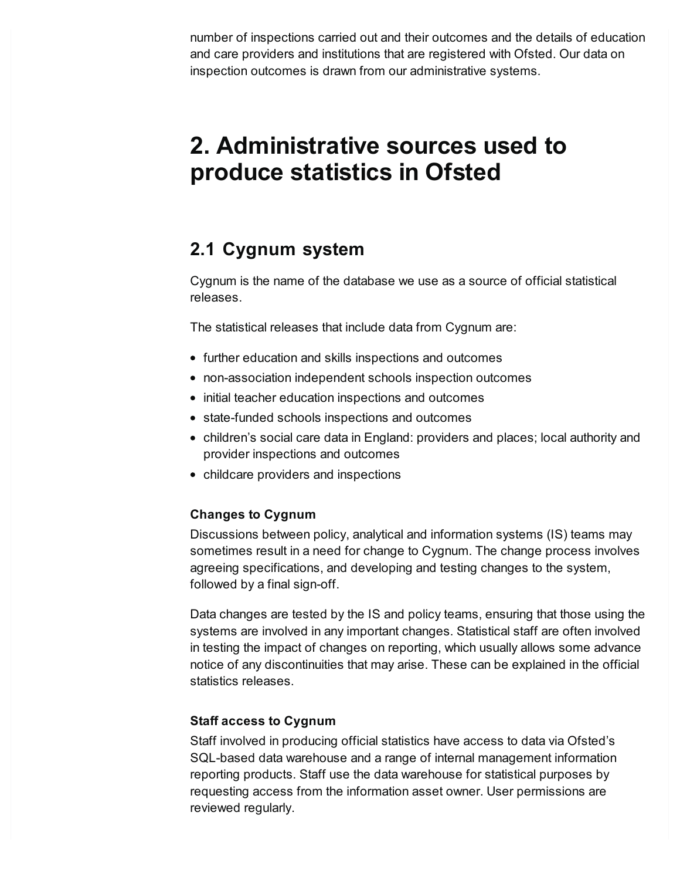number of inspections carried out and their outcomes and the details of education and care providers and institutions that are registered with Ofsted. Our data on inspection outcomes is drawn from our administrative systems.

# 2. Administrative sources used to produce statistics in Ofsted

## 2.1 Cygnum system

Cygnum is the name of the database we use as a source of official statistical releases.

The statistical releases that include data from Cygnum are:

- further education and skills inspections and outcomes
- non-association independent schools inspection outcomes
- initial teacher education inspections and outcomes
- state-funded schools inspections and outcomes
- children's social care data in England: providers and places; local authority and provider inspections and outcomes
- childcare providers and inspections

**Changes to Cygnum**

Discussions between policy, analytical and information systems (IS) teams may sometimes result in a need for change to Cygnum. The change process involves agreeing specifications, and developing and testing changes to the system, followed by a final sign-off.

Data changes are tested by the IS and policy teams, ensuring that those using the systems are involved in any important changes. Statistical staff are often involved in testing the impact of changes on reporting, which usually allows some advance notice of any discontinuities that may arise. These can be explained in the official statistics releases.

**Staff access to Cygnum**

Staff involved in producing official statistics have access to data via Ofsted's SQL-based data warehouse and a range of internal management information reporting products. Staff use the data warehouse for statistical purposes by requesting access from the information asset owner. User permissions are reviewed regularly.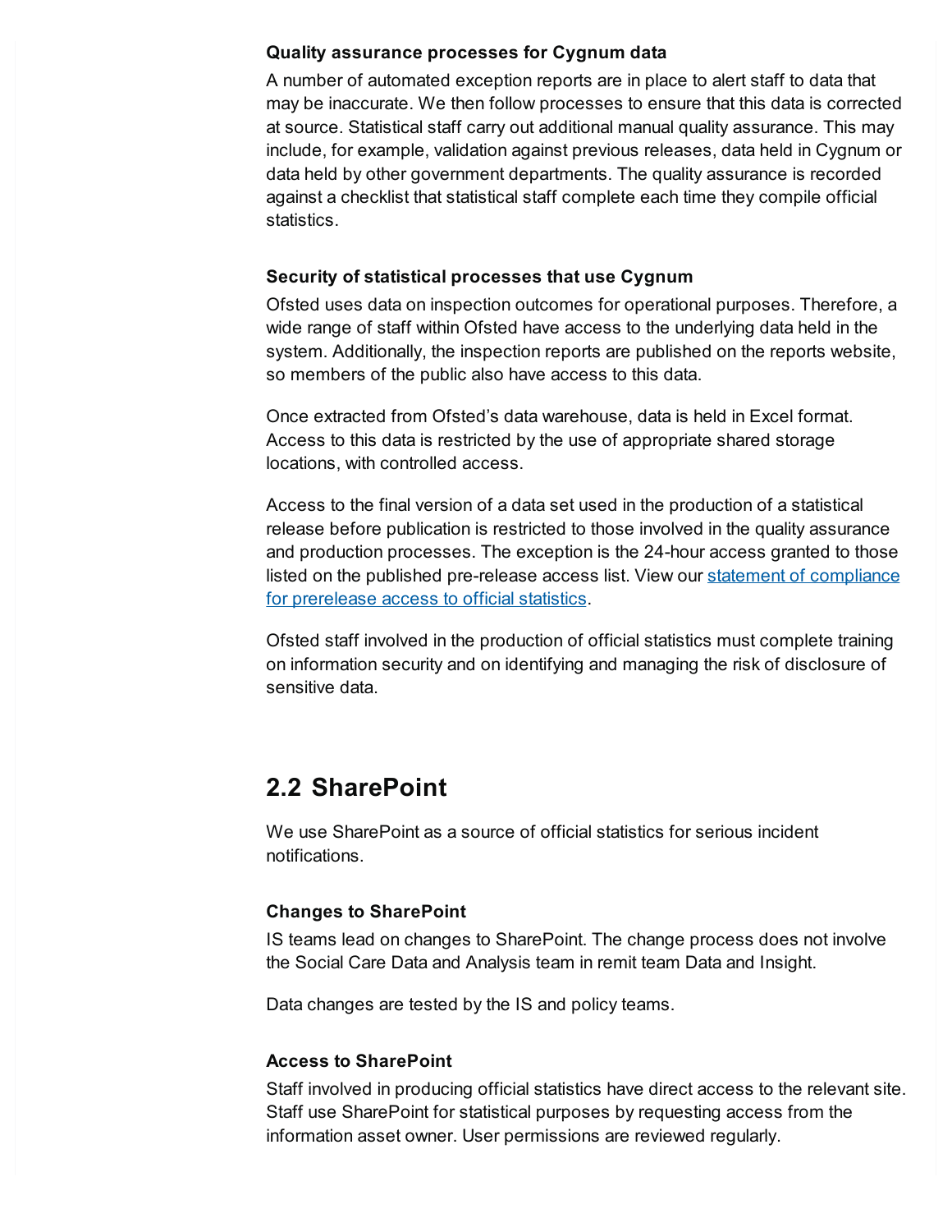**Quality assurance processes for Cygnum data**

A number of automated exception reports are in place to alert staff to data that may be inaccurate. We then follow processes to ensure that this data is corrected at source. Statistical staff carry out additional manual quality assurance. This may include, for example, validation against previous releases, data held in Cygnum or data held by other government departments. The quality assurance is recorded against a checklist that statistical staff complete each time they compile official statistics.

**Security of statistical processes that use Cygnum**

Ofsted uses data on inspection outcomes for operational purposes. Therefore, a wide range of staff within Ofsted have access to the underlying data held in the system. Additionally, the inspection reports are published on the reports website, so members of the public also have access to this data.

Once extracted from Ofsted's data warehouse, data is held in Excel format. Access to this data is restricted by the use of appropriate shared storage locations, with controlled access.

Access to the final version of a data set used in the production of a statistical release before publication is restricted to those involved in the quality assurance and production processes. The exception is the 24-hour access granted to those listed on the published pre-release access list. View our [statement of compliance for prerelease access to official statistics](#).

Ofsted staff involved in the production of official statistics must complete training on information security and on identifying and managing the risk of disclosure of sensitive data.

## 2.2 SharePoint

We use SharePoint as a source of official statistics for serious incident notifications.

**Changes to SharePoint**

IS teams lead on changes to SharePoint. The change process does not involve the Social Care Data and Analysis team in remit team Data and Insight.

Data changes are tested by the IS and policy teams.

**Access to SharePoint**

Staff involved in producing official statistics have direct access to the relevant site. Staff use SharePoint for statistical purposes by requesting access from the information asset owner. User permissions are reviewed regularly.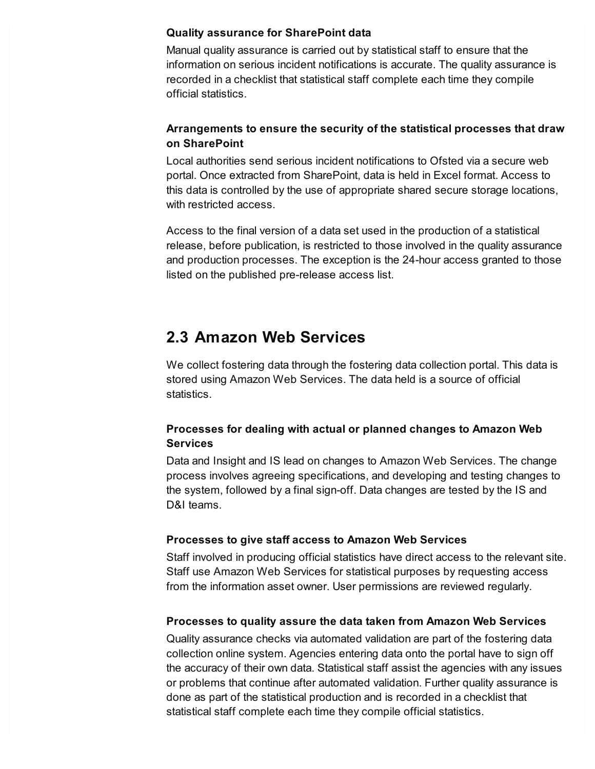**Quality assurance for SharePoint data**

Manual quality assurance is carried out by statistical staff to ensure that the information on serious incident notifications is accurate. The quality assurance is recorded in a checklist that statistical staff complete each time they compile official statistics.

**Arrangements to ensure the security of the statistical processes that draw on SharePoint**

Local authorities send serious incident notifications to Ofsted via a secure web portal. Once extracted from SharePoint, data is held in Excel format. Access to this data is controlled by the use of appropriate shared secure storage locations, with restricted access.

Access to the final version of a data set used in the production of a statistical release, before publication, is restricted to those involved in the quality assurance and production processes. The exception is the 24-hour access granted to those listed on the published pre-release access list.

## 2.3 Amazon Web Services

We collect fostering data through the fostering data collection portal. This data is stored using Amazon Web Services. The data held is a source of official statistics.

**Processes for dealing with actual or planned changes to Amazon Web Services**

Data and Insight and IS lead on changes to Amazon Web Services. The change process involves agreeing specifications, and developing and testing changes to the system, followed by a final sign-off. Data changes are tested by the IS and D&I teams.

**Processes to give staff access to Amazon Web Services**

Staff involved in producing official statistics have direct access to the relevant site. Staff use Amazon Web Services for statistical purposes by requesting access from the information asset owner. User permissions are reviewed regularly.

**Processes to quality assure the data taken from Amazon Web Services**

Quality assurance checks via automated validation are part of the fostering data collection online system. Agencies entering data onto the portal have to sign off the accuracy of their own data. Statistical staff assist the agencies with any issues or problems that continue after automated validation. Further quality assurance is done as part of the statistical production and is recorded in a checklist that statistical staff complete each time they compile official statistics.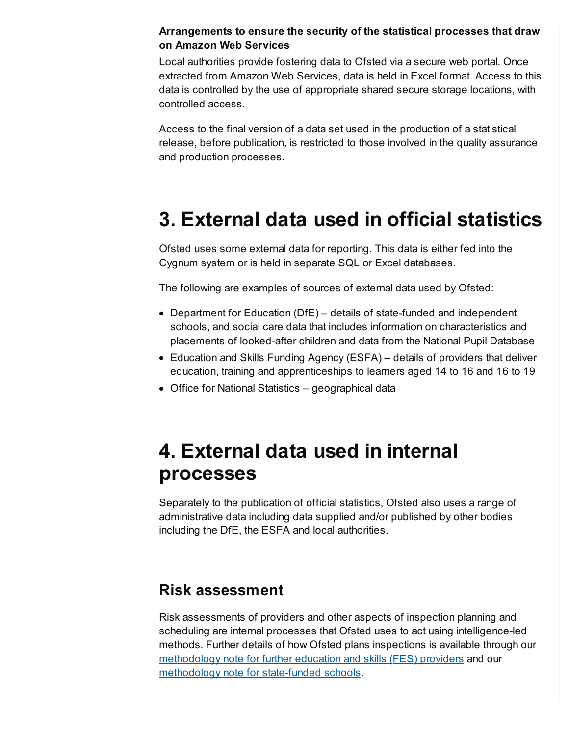**Arrangements to ensure the security of the statistical processes that draw on Amazon Web Services**

Local authorities provide fostering data to Ofsted via a secure web portal. Once extracted from Amazon Web Services, data is held in Excel format. Access to this data is controlled by the use of appropriate shared secure storage locations, with controlled access.

Access to the final version of a data set used in the production of a statistical release, before publication, is restricted to those involved in the quality assurance and production processes.

# 3. External data used in official statistics

Ofsted uses some external data for reporting. This data is either fed into the Cygnum system or is held in separate SQL or Excel databases.

The following are examples of sources of external data used by Ofsted:

- Department for Education (DfE) – details of state-funded and independent schools, and social care data that includes information on characteristics and placements of looked-after children and data from the National Pupil Database
- Education and Skills Funding Agency (ESFA) – details of providers that deliver education, training and apprenticeships to learners aged 14 to 16 and 16 to 19
- Office for National Statistics – geographical data

# 4. External data used in internal processes

Separately to the publication of official statistics, Ofsted also uses a range of administrative data including data supplied and/or published by other bodies including the DfE, the ESFA and local authorities.

## Risk assessment

Risk assessments of providers and other aspects of inspection planning and scheduling are internal processes that Ofsted uses to act using intelligence-led methods. Further details of how Ofsted plans inspections is available through our methodology note for further education and skills (FES) providers and our methodology note for state-funded schools.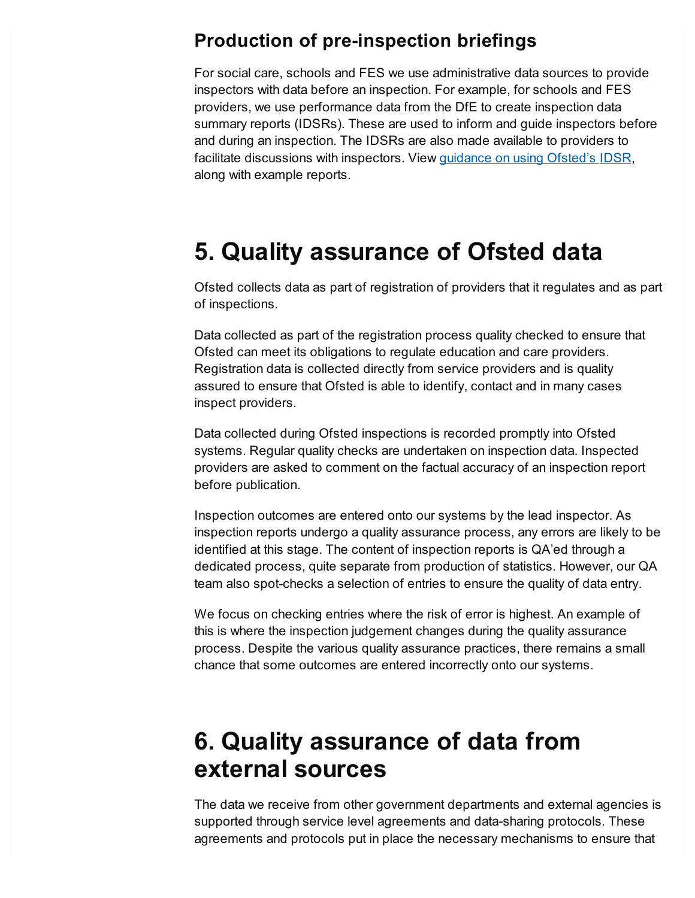### Production of pre-inspection briefings

For social care, schools and FES we use administrative data sources to provide inspectors with data before an inspection. For example, for schools and FES providers, we use performance data from the DfE to create inspection data summary reports (IDSRs). These are used to inform and guide inspectors before and during an inspection. The IDSRs are also made available to providers to facilitate discussions with inspectors. View [guidance on using Ofsted's IDSR](), along with example reports.

## 5. Quality assurance of Ofsted data

Ofsted collects data as part of registration of providers that it regulates and as part of inspections.

Data collected as part of the registration process quality checked to ensure that Ofsted can meet its obligations to regulate education and care providers. Registration data is collected directly from service providers and is quality assured to ensure that Ofsted is able to identify, contact and in many cases inspect providers.

Data collected during Ofsted inspections is recorded promptly into Ofsted systems. Regular quality checks are undertaken on inspection data. Inspected providers are asked to comment on the factual accuracy of an inspection report before publication.

Inspection outcomes are entered onto our systems by the lead inspector. As inspection reports undergo a quality assurance process, any errors are likely to be identified at this stage. The content of inspection reports is QA'ed through a dedicated process, quite separate from production of statistics. However, our QA team also spot-checks a selection of entries to ensure the quality of data entry.

We focus on checking entries where the risk of error is highest. An example of this is where the inspection judgement changes during the quality assurance process. Despite the various quality assurance practices, there remains a small chance that some outcomes are entered incorrectly onto our systems.

## 6. Quality assurance of data from external sources

The data we receive from other government departments and external agencies is supported through service level agreements and data-sharing protocols. These agreements and protocols put in place the necessary mechanisms to ensure that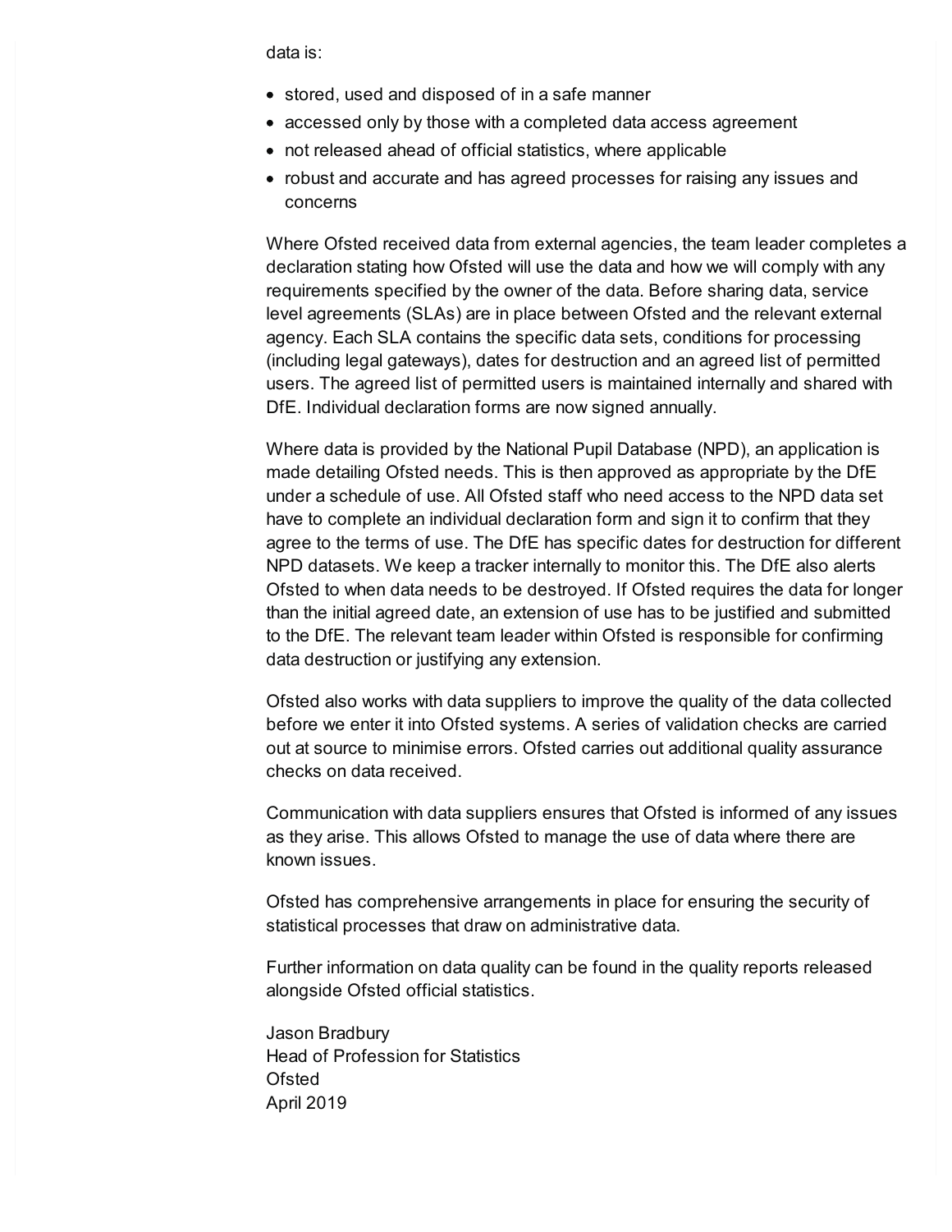data is:

- stored, used and disposed of in a safe manner
- accessed only by those with a completed data access agreement
- not released ahead of official statistics, where applicable
- robust and accurate and has agreed processes for raising any issues and concerns

Where Ofsted received data from external agencies, the team leader completes a declaration stating how Ofsted will use the data and how we will comply with any requirements specified by the owner of the data. Before sharing data, service level agreements (SLAs) are in place between Ofsted and the relevant external agency. Each SLA contains the specific data sets, conditions for processing (including legal gateways), dates for destruction and an agreed list of permitted users. The agreed list of permitted users is maintained internally and shared with DfE. Individual declaration forms are now signed annually.

Where data is provided by the National Pupil Database (NPD), an application is made detailing Ofsted needs. This is then approved as appropriate by the DfE under a schedule of use. All Ofsted staff who need access to the NPD data set have to complete an individual declaration form and sign it to confirm that they agree to the terms of use. The DfE has specific dates for destruction for different NPD datasets. We keep a tracker internally to monitor this. The DfE also alerts Ofsted to when data needs to be destroyed. If Ofsted requires the data for longer than the initial agreed date, an extension of use has to be justified and submitted to the DfE. The relevant team leader within Ofsted is responsible for confirming data destruction or justifying any extension.

Ofsted also works with data suppliers to improve the quality of the data collected before we enter it into Ofsted systems. A series of validation checks are carried out at source to minimise errors. Ofsted carries out additional quality assurance checks on data received.

Communication with data suppliers ensures that Ofsted is informed of any issues as they arise. This allows Ofsted to manage the use of data where there are known issues.

Ofsted has comprehensive arrangements in place for ensuring the security of statistical processes that draw on administrative data.

Further information on data quality can be found in the quality reports released alongside Ofsted official statistics.

Jason Bradbury
Head of Profession for Statistics
Ofsted
April 2019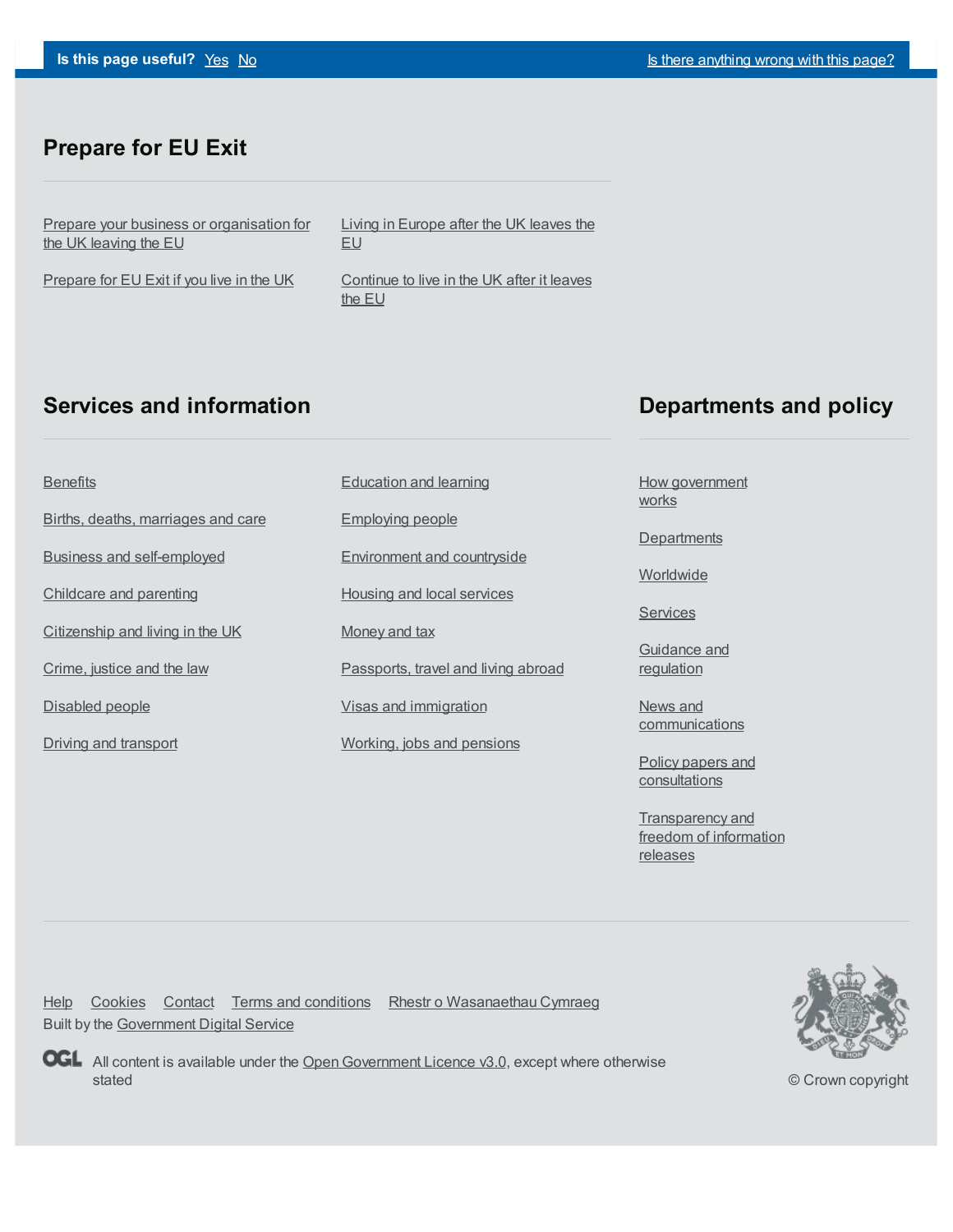Is this page useful? Yes No

Is there anything wrong with this page?

## Prepare for EU Exit

- Prepare your business or organisation for the UK leaving the EU
- Prepare for EU Exit if you live in the UK
- Living in Europe after the UK leaves the EU
- Continue to live in the UK after it leaves the EU

## Services and information

- Benefits
- Births, deaths, marriages and care
- Business and self-employed
- Childcare and parenting
- Citizenship and living in the UK
- Crime, justice and the law
- Disabled people
- Driving and transport
- Education and learning
- Employing people
- Environment and countryside
- Housing and local services
- Money and tax
- Passports, travel and living abroad
- Visas and immigration
- Working, jobs and pensions

## Departments and policy

- How government works
- Departments
- Worldwide
- Services
- Guidance and regulation
- News and communications
- Policy papers and consultations
- Transparency and freedom of information releases

Help Cookies Contact Terms and conditions Rhestr o Wasanaethau Cymraeg

Built by the Government Digital Service

OGL All content is available under the Open Government Licence v3.0, except where otherwise stated

© Crown copyright